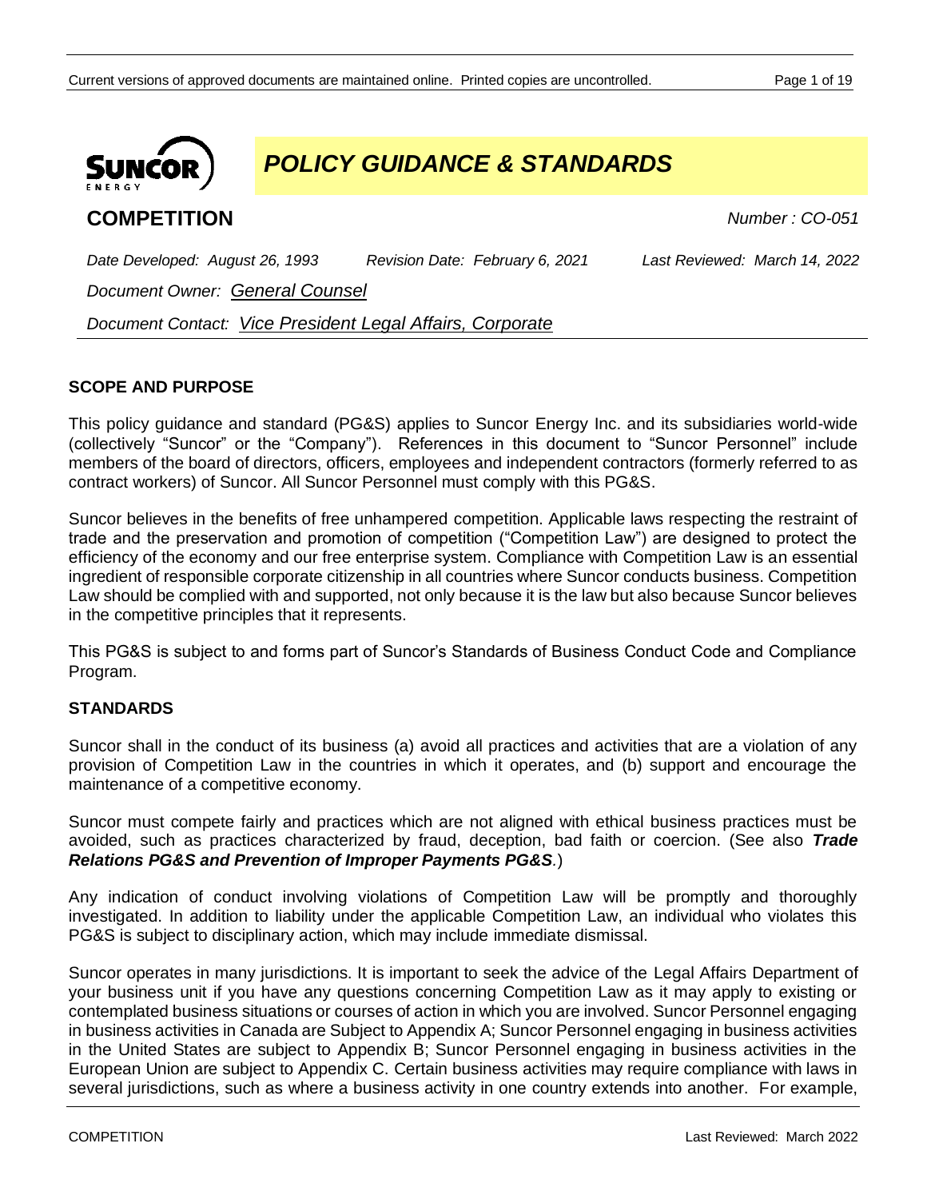# POLICY GUIDANCE & STANDARDS

## COMPETITION

*Number : CO-051*

*Date Developed: August 26, 1993* *Revision Date: February 6, 2021* *Last Reviewed: March 14, 2022*

*Document Owner: General Counsel*

*Document Contact: Vice President Legal Affairs, Corporate*

### SCOPE AND PURPOSE

This policy guidance and standard (PG&S) applies to Suncor Energy Inc. and its subsidiaries world-wide (collectively "Suncor" or the "Company"). References in this document to "Suncor Personnel" include members of the board of directors, officers, employees and independent contractors (formerly referred to as contract workers) of Suncor. All Suncor Personnel must comply with this PG&S.

Suncor believes in the benefits of free unhampered competition. Applicable laws respecting the restraint of trade and the preservation and promotion of competition ("Competition Law") are designed to protect the efficiency of the economy and our free enterprise system. Compliance with Competition Law is an essential ingredient of responsible corporate citizenship in all countries where Suncor conducts business. Competition Law should be complied with and supported, not only because it is the law but also because Suncor believes in the competitive principles that it represents.

This PG&S is subject to and forms part of Suncor's Standards of Business Conduct Code and Compliance Program.

### STANDARDS

Suncor shall in the conduct of its business (a) avoid all practices and activities that are a violation of any provision of Competition Law in the countries in which it operates, and (b) support and encourage the maintenance of a competitive economy.

Suncor must compete fairly and practices which are not aligned with ethical business practices must be avoided, such as practices characterized by fraud, deception, bad faith or coercion. (See also ***Trade Relations PG&S and Prevention of Improper Payments PG&S***.)

Any indication of conduct involving violations of Competition Law will be promptly and thoroughly investigated. In addition to liability under the applicable Competition Law, an individual who violates this PG&S is subject to disciplinary action, which may include immediate dismissal.

Suncor operates in many jurisdictions. It is important to seek the advice of the Legal Affairs Department of your business unit if you have any questions concerning Competition Law as it may apply to existing or contemplated business situations or courses of action in which you are involved. Suncor Personnel engaging in business activities in Canada are Subject to Appendix A; Suncor Personnel engaging in business activities in the United States are subject to Appendix B; Suncor Personnel engaging in business activities in the European Union are subject to Appendix C. Certain business activities may require compliance with laws in several jurisdictions, such as where a business activity in one country extends into another. For example,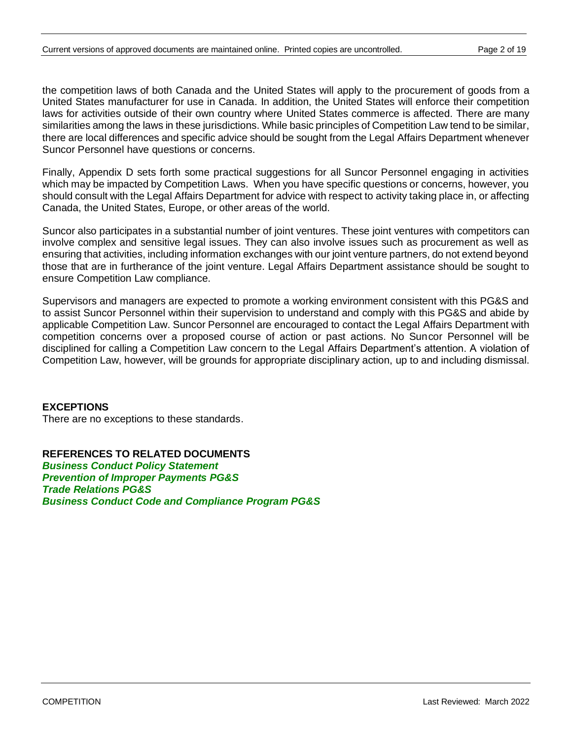the competition laws of both Canada and the United States will apply to the procurement of goods from a United States manufacturer for use in Canada. In addition, the United States will enforce their competition laws for activities outside of their own country where United States commerce is affected. There are many similarities among the laws in these jurisdictions. While basic principles of Competition Law tend to be similar, there are local differences and specific advice should be sought from the Legal Affairs Department whenever Suncor Personnel have questions or concerns.

Finally, Appendix D sets forth some practical suggestions for all Suncor Personnel engaging in activities which may be impacted by Competition Laws. When you have specific questions or concerns, however, you should consult with the Legal Affairs Department for advice with respect to activity taking place in, or affecting Canada, the United States, Europe, or other areas of the world.

Suncor also participates in a substantial number of joint ventures. These joint ventures with competitors can involve complex and sensitive legal issues. They can also involve issues such as procurement as well as ensuring that activities, including information exchanges with our joint venture partners, do not extend beyond those that are in furtherance of the joint venture. Legal Affairs Department assistance should be sought to ensure Competition Law compliance.

Supervisors and managers are expected to promote a working environment consistent with this PG&S and to assist Suncor Personnel within their supervision to understand and comply with this PG&S and abide by applicable Competition Law. Suncor Personnel are encouraged to contact the Legal Affairs Department with competition concerns over a proposed course of action or past actions. No Suncor Personnel will be disciplined for calling a Competition Law concern to the Legal Affairs Department's attention. A violation of Competition Law, however, will be grounds for appropriate disciplinary action, up to and including dismissal.

**EXCEPTIONS**

There are no exceptions to these standards.

**REFERENCES TO RELATED DOCUMENTS**

***Business Conduct Policy Statement***
***Prevention of Improper Payments PG&S***
***Trade Relations PG&S***
***Business Conduct Code and Compliance Program PG&S***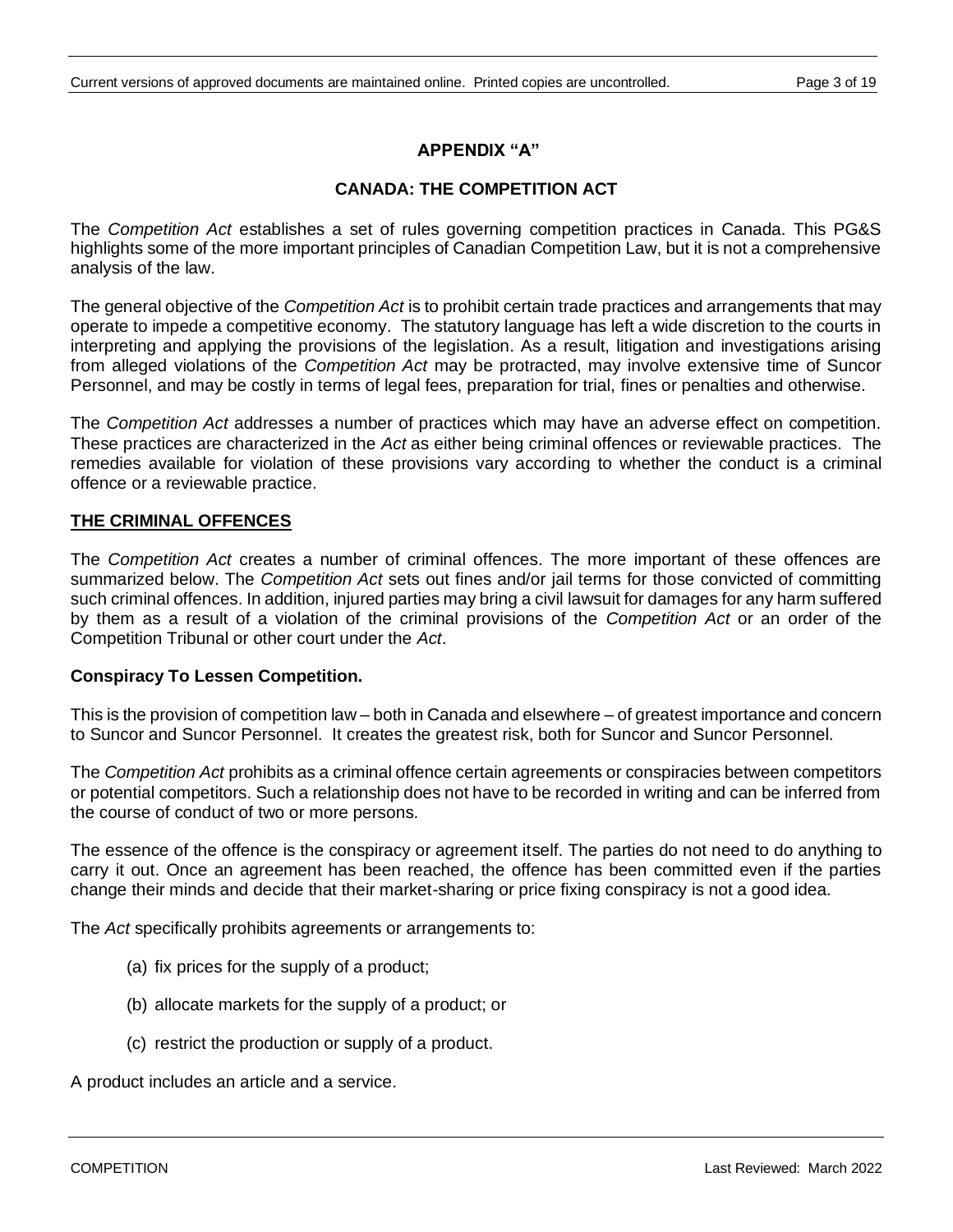## APPENDIX "A"

## CANADA: THE COMPETITION ACT

The *Competition Act* establishes a set of rules governing competition practices in Canada. This PG&S highlights some of the more important principles of Canadian Competition Law, but it is not a comprehensive analysis of the law.

The general objective of the *Competition Act* is to prohibit certain trade practices and arrangements that may operate to impede a competitive economy. The statutory language has left a wide discretion to the courts in interpreting and applying the provisions of the legislation. As a result, litigation and investigations arising from alleged violations of the *Competition Act* may be protracted, may involve extensive time of Suncor Personnel, and may be costly in terms of legal fees, preparation for trial, fines or penalties and otherwise.

The *Competition Act* addresses a number of practices which may have an adverse effect on competition. These practices are characterized in the *Act* as either being criminal offences or reviewable practices. The remedies available for violation of these provisions vary according to whether the conduct is a criminal offence or a reviewable practice.

### THE CRIMINAL OFFENCES

The *Competition Act* creates a number of criminal offences. The more important of these offences are summarized below. The *Competition Act* sets out fines and/or jail terms for those convicted of committing such criminal offences. In addition, injured parties may bring a civil lawsuit for damages for any harm suffered by them as a result of a violation of the criminal provisions of the *Competition Act* or an order of the Competition Tribunal or other court under the *Act*.

#### Conspiracy To Lessen Competition.

This is the provision of competition law – both in Canada and elsewhere – of greatest importance and concern to Suncor and Suncor Personnel. It creates the greatest risk, both for Suncor and Suncor Personnel.

The *Competition Act* prohibits as a criminal offence certain agreements or conspiracies between competitors or potential competitors. Such a relationship does not have to be recorded in writing and can be inferred from the course of conduct of two or more persons.

The essence of the offence is the conspiracy or agreement itself. The parties do not need to do anything to carry it out. Once an agreement has been reached, the offence has been committed even if the parties change their minds and decide that their market-sharing or price fixing conspiracy is not a good idea.

The *Act* specifically prohibits agreements or arrangements to:

(a) fix prices for the supply of a product;

(b) allocate markets for the supply of a product; or

(c) restrict the production or supply of a product.

A product includes an article and a service.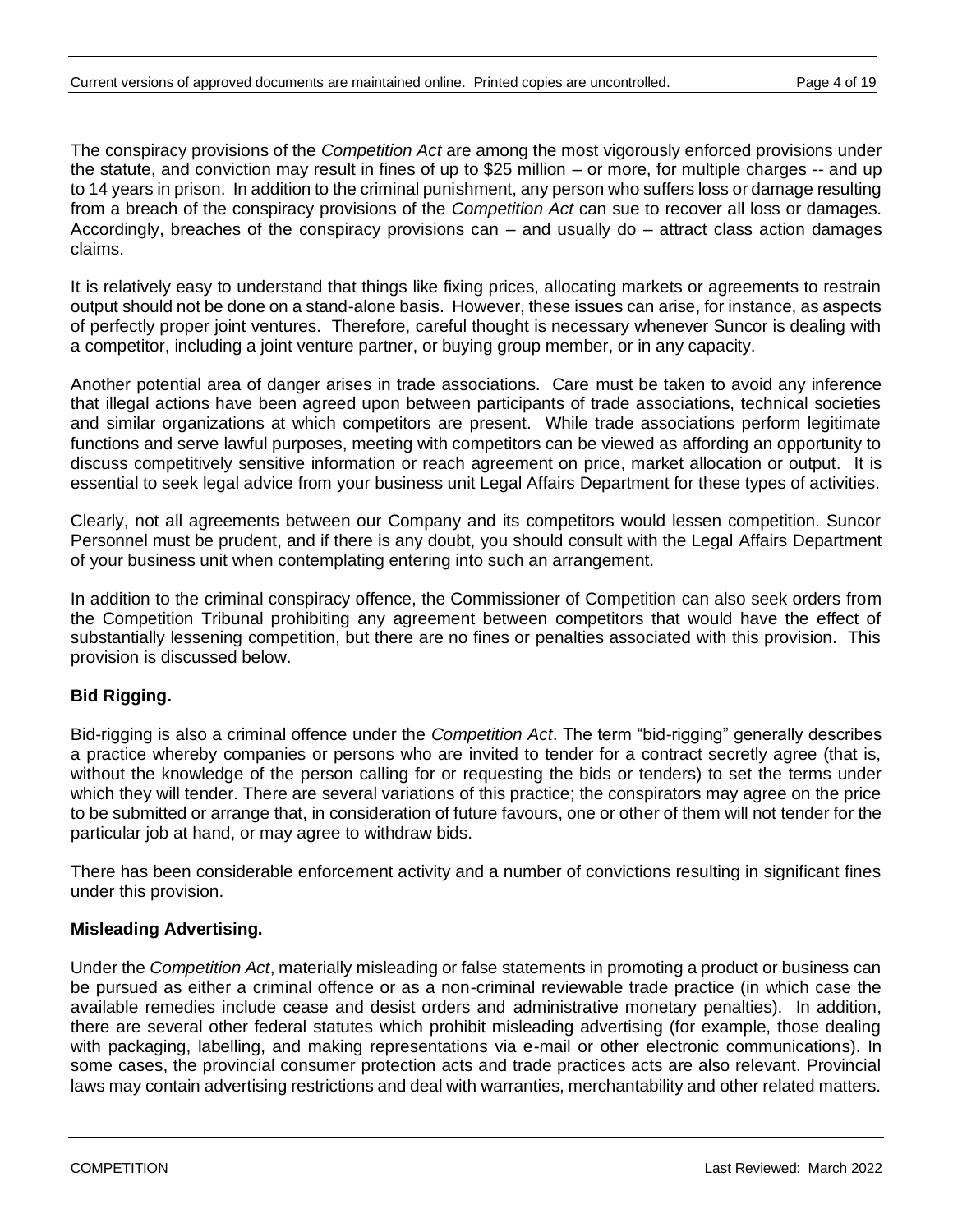The conspiracy provisions of the *Competition Act* are among the most vigorously enforced provisions under the statute, and conviction may result in fines of up to $25 million – or more, for multiple charges -- and up to 14 years in prison. In addition to the criminal punishment, any person who suffers loss or damage resulting from a breach of the conspiracy provisions of the *Competition Act* can sue to recover all loss or damages. Accordingly, breaches of the conspiracy provisions can – and usually do – attract class action damages claims.

It is relatively easy to understand that things like fixing prices, allocating markets or agreements to restrain output should not be done on a stand-alone basis. However, these issues can arise, for instance, as aspects of perfectly proper joint ventures. Therefore, careful thought is necessary whenever Suncor is dealing with a competitor, including a joint venture partner, or buying group member, or in any capacity.

Another potential area of danger arises in trade associations. Care must be taken to avoid any inference that illegal actions have been agreed upon between participants of trade associations, technical societies and similar organizations at which competitors are present. While trade associations perform legitimate functions and serve lawful purposes, meeting with competitors can be viewed as affording an opportunity to discuss competitively sensitive information or reach agreement on price, market allocation or output. It is essential to seek legal advice from your business unit Legal Affairs Department for these types of activities.

Clearly, not all agreements between our Company and its competitors would lessen competition. Suncor Personnel must be prudent, and if there is any doubt, you should consult with the Legal Affairs Department of your business unit when contemplating entering into such an arrangement.

In addition to the criminal conspiracy offence, the Commissioner of Competition can also seek orders from the Competition Tribunal prohibiting any agreement between competitors that would have the effect of substantially lessening competition, but there are no fines or penalties associated with this provision. This provision is discussed below.

**Bid Rigging.**

Bid-rigging is also a criminal offence under the *Competition Act*. The term "bid-rigging" generally describes a practice whereby companies or persons who are invited to tender for a contract secretly agree (that is, without the knowledge of the person calling for or requesting the bids or tenders) to set the terms under which they will tender. There are several variations of this practice; the conspirators may agree on the price to be submitted or arrange that, in consideration of future favours, one or other of them will not tender for the particular job at hand, or may agree to withdraw bids.

There has been considerable enforcement activity and a number of convictions resulting in significant fines under this provision.

**Misleading Advertising.**

Under the *Competition Act*, materially misleading or false statements in promoting a product or business can be pursued as either a criminal offence or as a non-criminal reviewable trade practice (in which case the available remedies include cease and desist orders and administrative monetary penalties). In addition, there are several other federal statutes which prohibit misleading advertising (for example, those dealing with packaging, labelling, and making representations via e-mail or other electronic communications). In some cases, the provincial consumer protection acts and trade practices acts are also relevant. Provincial laws may contain advertising restrictions and deal with warranties, merchantability and other related matters.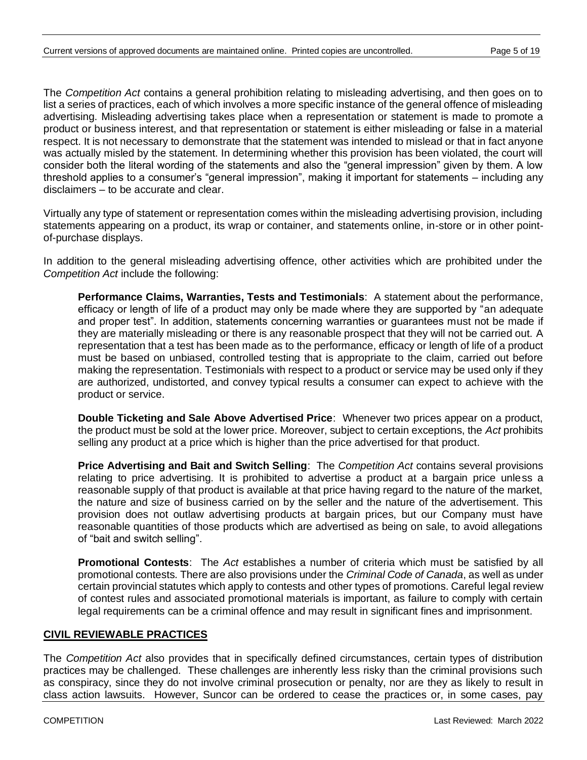The *Competition Act* contains a general prohibition relating to misleading advertising, and then goes on to list a series of practices, each of which involves a more specific instance of the general offence of misleading advertising. Misleading advertising takes place when a representation or statement is made to promote a product or business interest, and that representation or statement is either misleading or false in a material respect. It is not necessary to demonstrate that the statement was intended to mislead or that in fact anyone was actually misled by the statement. In determining whether this provision has been violated, the court will consider both the literal wording of the statements and also the "general impression" given by them. A low threshold applies to a consumer's "general impression", making it important for statements – including any disclaimers – to be accurate and clear.

Virtually any type of statement or representation comes within the misleading advertising provision, including statements appearing on a product, its wrap or container, and statements online, in-store or in other point-of-purchase displays.

In addition to the general misleading advertising offence, other activities which are prohibited under the *Competition Act* include the following:

> **Performance Claims, Warranties, Tests and Testimonials**: A statement about the performance, efficacy or length of life of a product may only be made where they are supported by "an adequate and proper test". In addition, statements concerning warranties or guarantees must not be made if they are materially misleading or there is any reasonable prospect that they will not be carried out. A representation that a test has been made as to the performance, efficacy or length of life of a product must be based on unbiased, controlled testing that is appropriate to the claim, carried out before making the representation. Testimonials with respect to a product or service may be used only if they are authorized, undistorted, and convey typical results a consumer can expect to achieve with the product or service.
>
> **Double Ticketing and Sale Above Advertised Price**: Whenever two prices appear on a product, the product must be sold at the lower price. Moreover, subject to certain exceptions, the *Act* prohibits selling any product at a price which is higher than the price advertised for that product.
>
> **Price Advertising and Bait and Switch Selling**: The *Competition Act* contains several provisions relating to price advertising. It is prohibited to advertise a product at a bargain price unless a reasonable supply of that product is available at that price having regard to the nature of the market, the nature and size of business carried on by the seller and the nature of the advertisement. This provision does not outlaw advertising products at bargain prices, but our Company must have reasonable quantities of those products which are advertised as being on sale, to avoid allegations of "bait and switch selling".
>
> **Promotional Contests**: The *Act* establishes a number of criteria which must be satisfied by all promotional contests. There are also provisions under the *Criminal Code of Canada*, as well as under certain provincial statutes which apply to contests and other types of promotions. Careful legal review of contest rules and associated promotional materials is important, as failure to comply with certain legal requirements can be a criminal offence and may result in significant fines and imprisonment.

## CIVIL REVIEWABLE PRACTICES

The *Competition Act* also provides that in specifically defined circumstances, certain types of distribution practices may be challenged. These challenges are inherently less risky than the criminal provisions such as conspiracy, since they do not involve criminal prosecution or penalty, nor are they as likely to result in class action lawsuits. However, Suncor can be ordered to cease the practices or, in some cases, pay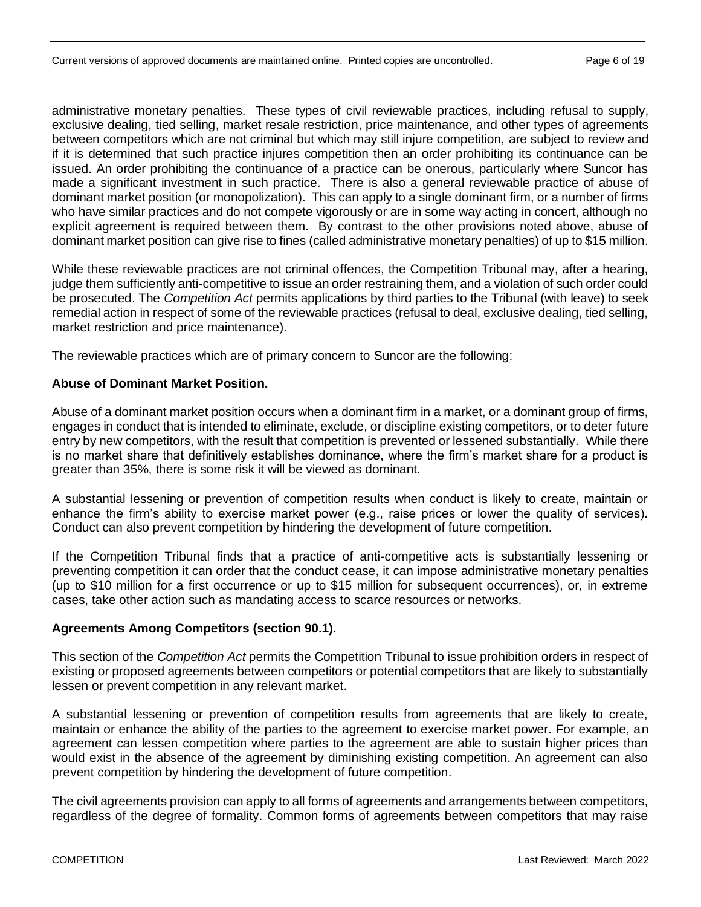administrative monetary penalties. These types of civil reviewable practices, including refusal to supply, exclusive dealing, tied selling, market resale restriction, price maintenance, and other types of agreements between competitors which are not criminal but which may still injure competition, are subject to review and if it is determined that such practice injures competition then an order prohibiting its continuance can be issued. An order prohibiting the continuance of a practice can be onerous, particularly where Suncor has made a significant investment in such practice. There is also a general reviewable practice of abuse of dominant market position (or monopolization). This can apply to a single dominant firm, or a number of firms who have similar practices and do not compete vigorously or are in some way acting in concert, although no explicit agreement is required between them. By contrast to the other provisions noted above, abuse of dominant market position can give rise to fines (called administrative monetary penalties) of up to $15 million.

While these reviewable practices are not criminal offences, the Competition Tribunal may, after a hearing, judge them sufficiently anti-competitive to issue an order restraining them, and a violation of such order could be prosecuted. The *Competition Act* permits applications by third parties to the Tribunal (with leave) to seek remedial action in respect of some of the reviewable practices (refusal to deal, exclusive dealing, tied selling, market restriction and price maintenance).

The reviewable practices which are of primary concern to Suncor are the following:

**Abuse of Dominant Market Position.**

Abuse of a dominant market position occurs when a dominant firm in a market, or a dominant group of firms, engages in conduct that is intended to eliminate, exclude, or discipline existing competitors, or to deter future entry by new competitors, with the result that competition is prevented or lessened substantially. While there is no market share that definitively establishes dominance, where the firm's market share for a product is greater than 35%, there is some risk it will be viewed as dominant.

A substantial lessening or prevention of competition results when conduct is likely to create, maintain or enhance the firm's ability to exercise market power (e.g., raise prices or lower the quality of services). Conduct can also prevent competition by hindering the development of future competition.

If the Competition Tribunal finds that a practice of anti-competitive acts is substantially lessening or preventing competition it can order that the conduct cease, it can impose administrative monetary penalties (up to $10 million for a first occurrence or up to $15 million for subsequent occurrences), or, in extreme cases, take other action such as mandating access to scarce resources or networks.

**Agreements Among Competitors (section 90.1).**

This section of the *Competition Act* permits the Competition Tribunal to issue prohibition orders in respect of existing or proposed agreements between competitors or potential competitors that are likely to substantially lessen or prevent competition in any relevant market.

A substantial lessening or prevention of competition results from agreements that are likely to create, maintain or enhance the ability of the parties to the agreement to exercise market power. For example, an agreement can lessen competition where parties to the agreement are able to sustain higher prices than would exist in the absence of the agreement by diminishing existing competition. An agreement can also prevent competition by hindering the development of future competition.

The civil agreements provision can apply to all forms of agreements and arrangements between competitors, regardless of the degree of formality. Common forms of agreements between competitors that may raise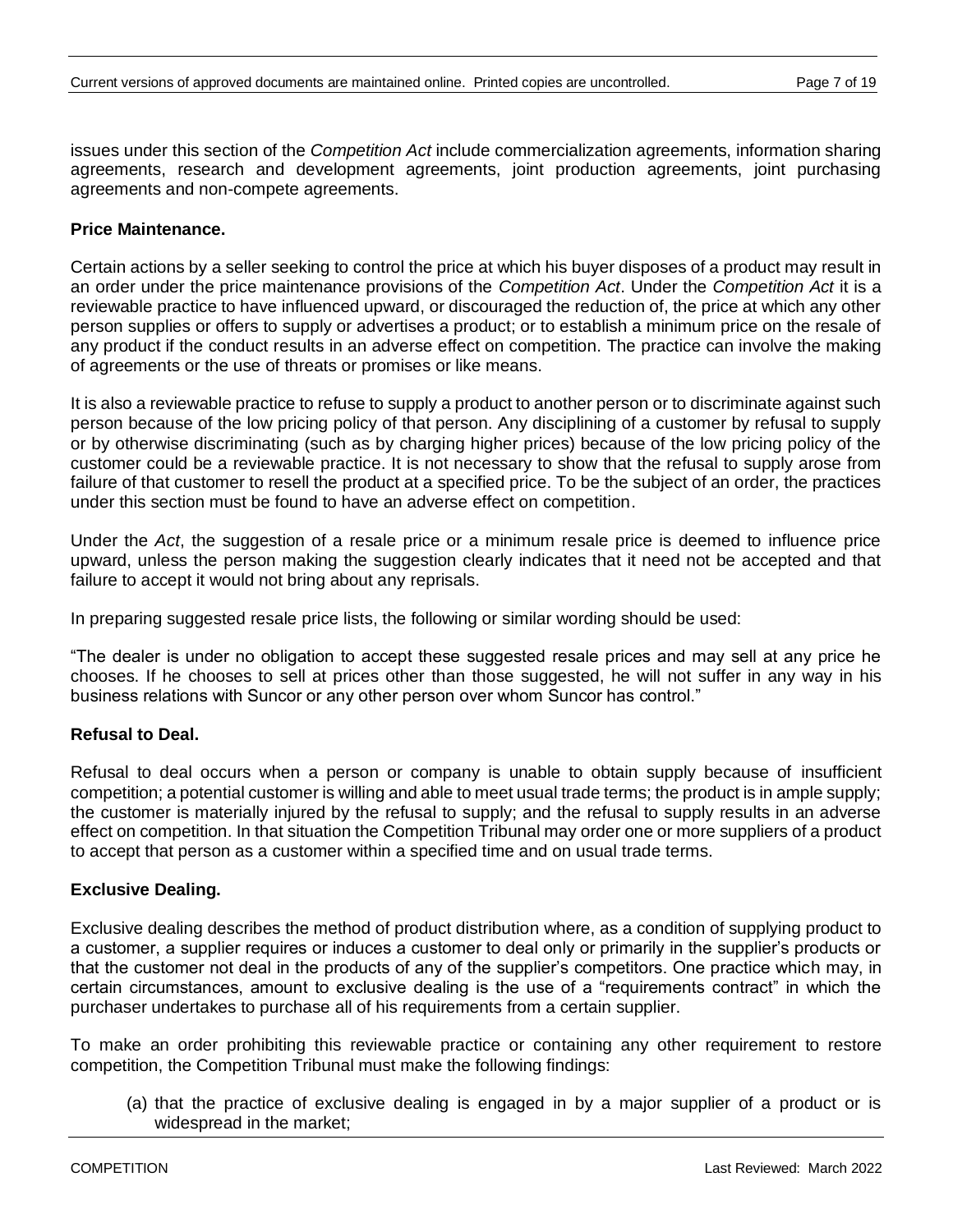issues under this section of the *Competition Act* include commercialization agreements, information sharing agreements, research and development agreements, joint production agreements, joint purchasing agreements and non-compete agreements.

**Price Maintenance.**

Certain actions by a seller seeking to control the price at which his buyer disposes of a product may result in an order under the price maintenance provisions of the *Competition Act*. Under the *Competition Act* it is a reviewable practice to have influenced upward, or discouraged the reduction of, the price at which any other person supplies or offers to supply or advertises a product; or to establish a minimum price on the resale of any product if the conduct results in an adverse effect on competition. The practice can involve the making of agreements or the use of threats or promises or like means.

It is also a reviewable practice to refuse to supply a product to another person or to discriminate against such person because of the low pricing policy of that person. Any disciplining of a customer by refusal to supply or by otherwise discriminating (such as by charging higher prices) because of the low pricing policy of the customer could be a reviewable practice. It is not necessary to show that the refusal to supply arose from failure of that customer to resell the product at a specified price. To be the subject of an order, the practices under this section must be found to have an adverse effect on competition.

Under the *Act*, the suggestion of a resale price or a minimum resale price is deemed to influence price upward, unless the person making the suggestion clearly indicates that it need not be accepted and that failure to accept it would not bring about any reprisals.

In preparing suggested resale price lists, the following or similar wording should be used:

"The dealer is under no obligation to accept these suggested resale prices and may sell at any price he chooses. If he chooses to sell at prices other than those suggested, he will not suffer in any way in his business relations with Suncor or any other person over whom Suncor has control."

**Refusal to Deal.**

Refusal to deal occurs when a person or company is unable to obtain supply because of insufficient competition; a potential customer is willing and able to meet usual trade terms; the product is in ample supply; the customer is materially injured by the refusal to supply; and the refusal to supply results in an adverse effect on competition. In that situation the Competition Tribunal may order one or more suppliers of a product to accept that person as a customer within a specified time and on usual trade terms.

**Exclusive Dealing.**

Exclusive dealing describes the method of product distribution where, as a condition of supplying product to a customer, a supplier requires or induces a customer to deal only or primarily in the supplier's products or that the customer not deal in the products of any of the supplier's competitors. One practice which may, in certain circumstances, amount to exclusive dealing is the use of a "requirements contract" in which the purchaser undertakes to purchase all of his requirements from a certain supplier.

To make an order prohibiting this reviewable practice or containing any other requirement to restore competition, the Competition Tribunal must make the following findings:

(a) that the practice of exclusive dealing is engaged in by a major supplier of a product or is widespread in the market;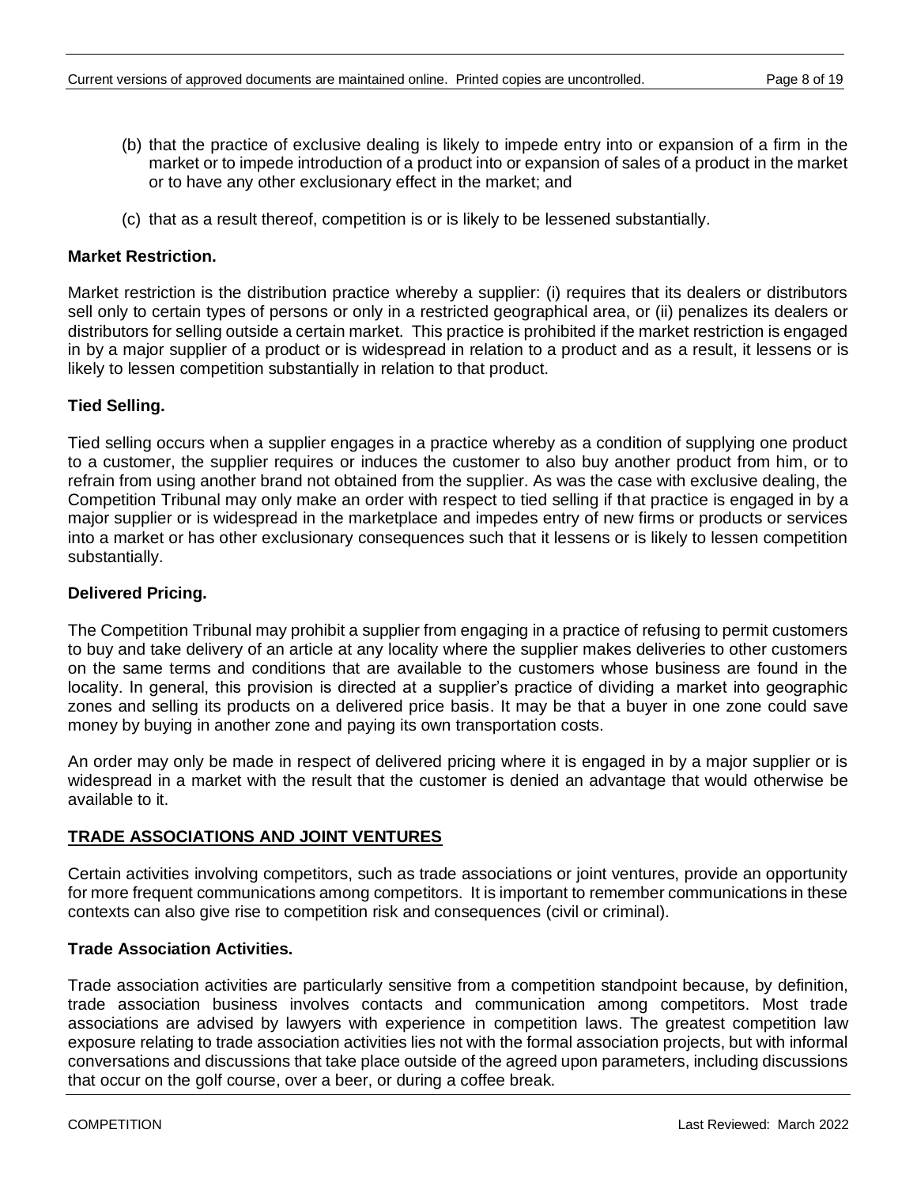(b) that the practice of exclusive dealing is likely to impede entry into or expansion of a firm in the market or to impede introduction of a product into or expansion of sales of a product in the market or to have any other exclusionary effect in the market; and

(c) that as a result thereof, competition is or is likely to be lessened substantially.

**Market Restriction.**

Market restriction is the distribution practice whereby a supplier: (i) requires that its dealers or distributors sell only to certain types of persons or only in a restricted geographical area, or (ii) penalizes its dealers or distributors for selling outside a certain market. This practice is prohibited if the market restriction is engaged in by a major supplier of a product or is widespread in relation to a product and as a result, it lessens or is likely to lessen competition substantially in relation to that product.

**Tied Selling.**

Tied selling occurs when a supplier engages in a practice whereby as a condition of supplying one product to a customer, the supplier requires or induces the customer to also buy another product from him, or to refrain from using another brand not obtained from the supplier. As was the case with exclusive dealing, the Competition Tribunal may only make an order with respect to tied selling if that practice is engaged in by a major supplier or is widespread in the marketplace and impedes entry of new firms or products or services into a market or has other exclusionary consequences such that it lessens or is likely to lessen competition substantially.

**Delivered Pricing.**

The Competition Tribunal may prohibit a supplier from engaging in a practice of refusing to permit customers to buy and take delivery of an article at any locality where the supplier makes deliveries to other customers on the same terms and conditions that are available to the customers whose business are found in the locality. In general, this provision is directed at a supplier's practice of dividing a market into geographic zones and selling its products on a delivered price basis. It may be that a buyer in one zone could save money by buying in another zone and paying its own transportation costs.

An order may only be made in respect of delivered pricing where it is engaged in by a major supplier or is widespread in a market with the result that the customer is denied an advantage that would otherwise be available to it.

## TRADE ASSOCIATIONS AND JOINT VENTURES

Certain activities involving competitors, such as trade associations or joint ventures, provide an opportunity for more frequent communications among competitors. It is important to remember communications in these contexts can also give rise to competition risk and consequences (civil or criminal).

**Trade Association Activities.**

Trade association activities are particularly sensitive from a competition standpoint because, by definition, trade association business involves contacts and communication among competitors. Most trade associations are advised by lawyers with experience in competition laws. The greatest competition law exposure relating to trade association activities lies not with the formal association projects, but with informal conversations and discussions that take place outside of the agreed upon parameters, including discussions that occur on the golf course, over a beer, or during a coffee break.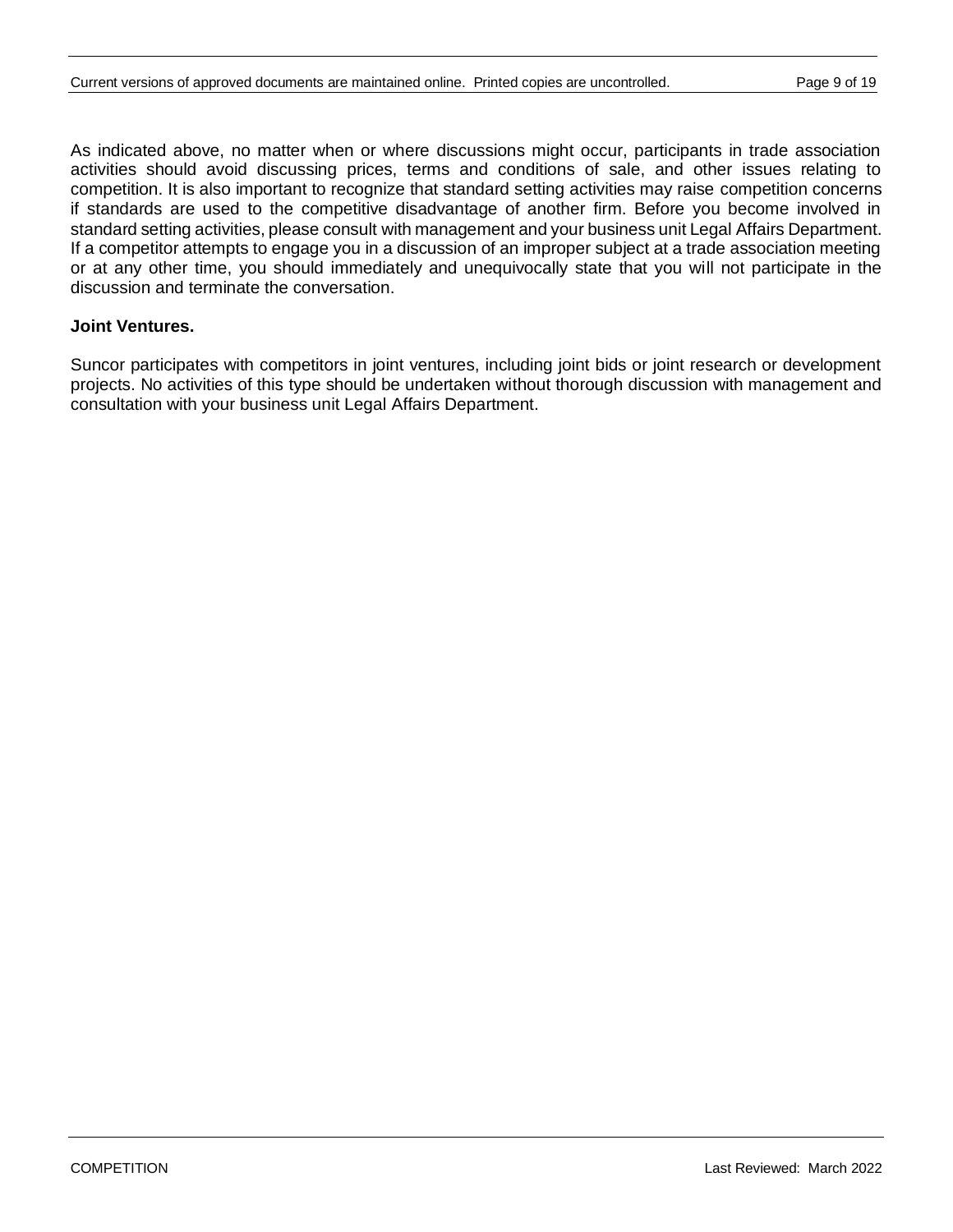As indicated above, no matter when or where discussions might occur, participants in trade association activities should avoid discussing prices, terms and conditions of sale, and other issues relating to competition. It is also important to recognize that standard setting activities may raise competition concerns if standards are used to the competitive disadvantage of another firm. Before you become involved in standard setting activities, please consult with management and your business unit Legal Affairs Department. If a competitor attempts to engage you in a discussion of an improper subject at a trade association meeting or at any other time, you should immediately and unequivocally state that you will not participate in the discussion and terminate the conversation.

**Joint Ventures.**

Suncor participates with competitors in joint ventures, including joint bids or joint research or development projects. No activities of this type should be undertaken without thorough discussion with management and consultation with your business unit Legal Affairs Department.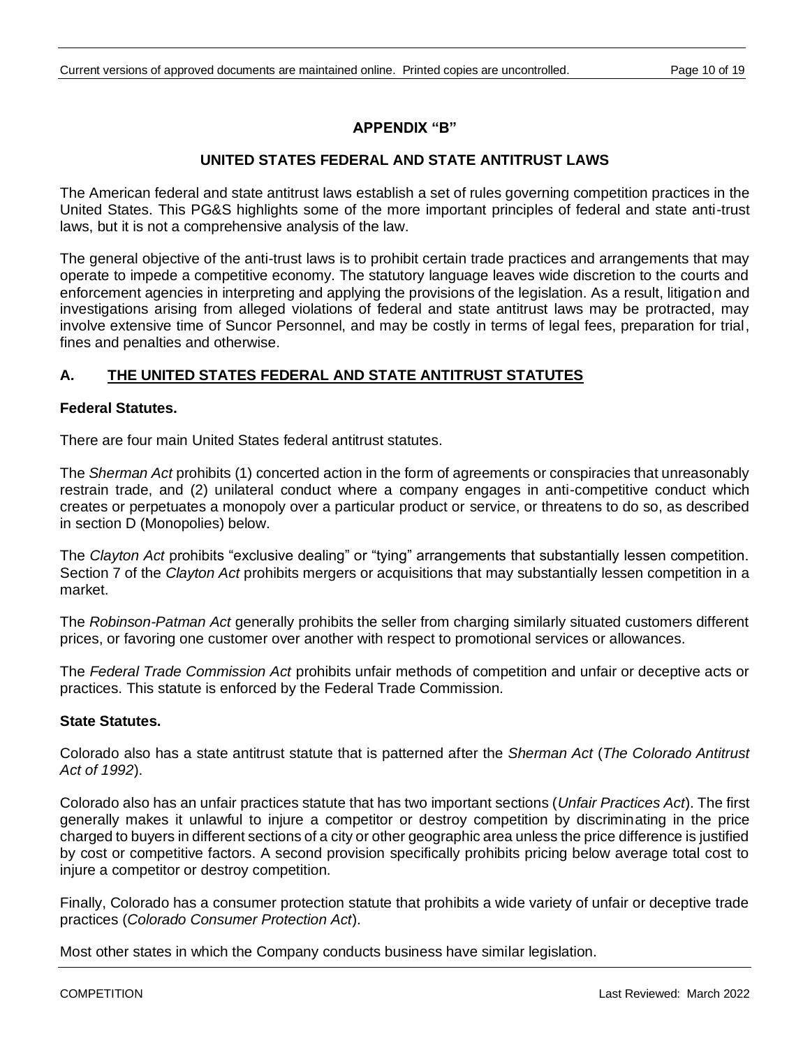## APPENDIX "B"

### UNITED STATES FEDERAL AND STATE ANTITRUST LAWS

The American federal and state antitrust laws establish a set of rules governing competition practices in the United States. This PG&S highlights some of the more important principles of federal and state anti-trust laws, but it is not a comprehensive analysis of the law.

The general objective of the anti-trust laws is to prohibit certain trade practices and arrangements that may operate to impede a competitive economy. The statutory language leaves wide discretion to the courts and enforcement agencies in interpreting and applying the provisions of the legislation. As a result, litigation and investigations arising from alleged violations of federal and state antitrust laws may be protracted, may involve extensive time of Suncor Personnel, and may be costly in terms of legal fees, preparation for trial, fines and penalties and otherwise.

### A. THE UNITED STATES FEDERAL AND STATE ANTITRUST STATUTES

**Federal Statutes.**

There are four main United States federal antitrust statutes.

The *Sherman Act* prohibits (1) concerted action in the form of agreements or conspiracies that unreasonably restrain trade, and (2) unilateral conduct where a company engages in anti-competitive conduct which creates or perpetuates a monopoly over a particular product or service, or threatens to do so, as described in section D (Monopolies) below.

The *Clayton Act* prohibits "exclusive dealing" or "tying" arrangements that substantially lessen competition. Section 7 of the *Clayton Act* prohibits mergers or acquisitions that may substantially lessen competition in a market.

The *Robinson-Patman Act* generally prohibits the seller from charging similarly situated customers different prices, or favoring one customer over another with respect to promotional services or allowances.

The *Federal Trade Commission Act* prohibits unfair methods of competition and unfair or deceptive acts or practices. This statute is enforced by the Federal Trade Commission.

**State Statutes.**

Colorado also has a state antitrust statute that is patterned after the *Sherman Act* (*The Colorado Antitrust Act of 1992*).

Colorado also has an unfair practices statute that has two important sections (*Unfair Practices Act*). The first generally makes it unlawful to injure a competitor or destroy competition by discriminating in the price charged to buyers in different sections of a city or other geographic area unless the price difference is justified by cost or competitive factors. A second provision specifically prohibits pricing below average total cost to injure a competitor or destroy competition.

Finally, Colorado has a consumer protection statute that prohibits a wide variety of unfair or deceptive trade practices (*Colorado Consumer Protection Act*).

Most other states in which the Company conducts business have similar legislation.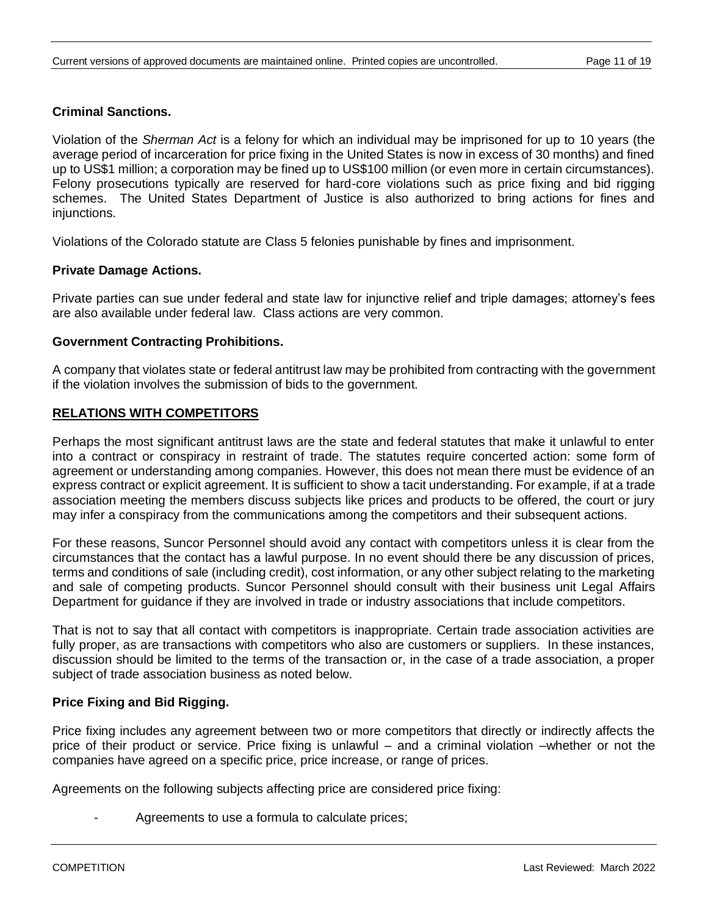**Criminal Sanctions.**

Violation of the *Sherman Act* is a felony for which an individual may be imprisoned for up to 10 years (the average period of incarceration for price fixing in the United States is now in excess of 30 months) and fined up to US$1 million; a corporation may be fined up to US$100 million (or even more in certain circumstances). Felony prosecutions typically are reserved for hard-core violations such as price fixing and bid rigging schemes. The United States Department of Justice is also authorized to bring actions for fines and injunctions.

Violations of the Colorado statute are Class 5 felonies punishable by fines and imprisonment.

**Private Damage Actions.**

Private parties can sue under federal and state law for injunctive relief and triple damages; attorney's fees are also available under federal law. Class actions are very common.

**Government Contracting Prohibitions.**

A company that violates state or federal antitrust law may be prohibited from contracting with the government if the violation involves the submission of bids to the government.

## RELATIONS WITH COMPETITORS

Perhaps the most significant antitrust laws are the state and federal statutes that make it unlawful to enter into a contract or conspiracy in restraint of trade. The statutes require concerted action: some form of agreement or understanding among companies. However, this does not mean there must be evidence of an express contract or explicit agreement. It is sufficient to show a tacit understanding. For example, if at a trade association meeting the members discuss subjects like prices and products to be offered, the court or jury may infer a conspiracy from the communications among the competitors and their subsequent actions.

For these reasons, Suncor Personnel should avoid any contact with competitors unless it is clear from the circumstances that the contact has a lawful purpose. In no event should there be any discussion of prices, terms and conditions of sale (including credit), cost information, or any other subject relating to the marketing and sale of competing products. Suncor Personnel should consult with their business unit Legal Affairs Department for guidance if they are involved in trade or industry associations that include competitors.

That is not to say that all contact with competitors is inappropriate. Certain trade association activities are fully proper, as are transactions with competitors who also are customers or suppliers. In these instances, discussion should be limited to the terms of the transaction or, in the case of a trade association, a proper subject of trade association business as noted below.

**Price Fixing and Bid Rigging.**

Price fixing includes any agreement between two or more competitors that directly or indirectly affects the price of their product or service. Price fixing is unlawful – and a criminal violation –whether or not the companies have agreed on a specific price, price increase, or range of prices.

Agreements on the following subjects affecting price are considered price fixing:

- Agreements to use a formula to calculate prices;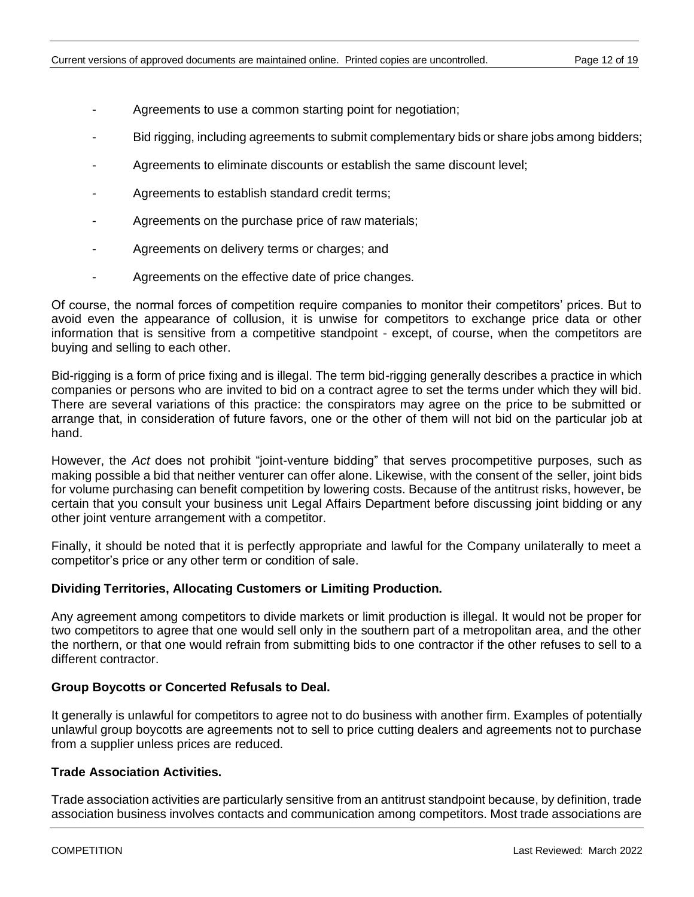- Agreements to use a common starting point for negotiation;
- Bid rigging, including agreements to submit complementary bids or share jobs among bidders;
- Agreements to eliminate discounts or establish the same discount level;
- Agreements to establish standard credit terms;
- Agreements on the purchase price of raw materials;
- Agreements on delivery terms or charges; and
- Agreements on the effective date of price changes.

Of course, the normal forces of competition require companies to monitor their competitors' prices. But to avoid even the appearance of collusion, it is unwise for competitors to exchange price data or other information that is sensitive from a competitive standpoint - except, of course, when the competitors are buying and selling to each other.

Bid-rigging is a form of price fixing and is illegal. The term bid-rigging generally describes a practice in which companies or persons who are invited to bid on a contract agree to set the terms under which they will bid. There are several variations of this practice: the conspirators may agree on the price to be submitted or arrange that, in consideration of future favors, one or the other of them will not bid on the particular job at hand.

However, the *Act* does not prohibit "joint-venture bidding" that serves procompetitive purposes, such as making possible a bid that neither venturer can offer alone. Likewise, with the consent of the seller, joint bids for volume purchasing can benefit competition by lowering costs. Because of the antitrust risks, however, be certain that you consult your business unit Legal Affairs Department before discussing joint bidding or any other joint venture arrangement with a competitor.

Finally, it should be noted that it is perfectly appropriate and lawful for the Company unilaterally to meet a competitor's price or any other term or condition of sale.

**Dividing Territories, Allocating Customers or Limiting Production.**

Any agreement among competitors to divide markets or limit production is illegal. It would not be proper for two competitors to agree that one would sell only in the southern part of a metropolitan area, and the other the northern, or that one would refrain from submitting bids to one contractor if the other refuses to sell to a different contractor.

**Group Boycotts or Concerted Refusals to Deal.**

It generally is unlawful for competitors to agree not to do business with another firm. Examples of potentially unlawful group boycotts are agreements not to sell to price cutting dealers and agreements not to purchase from a supplier unless prices are reduced.

**Trade Association Activities.**

Trade association activities are particularly sensitive from an antitrust standpoint because, by definition, trade association business involves contacts and communication among competitors. Most trade associations are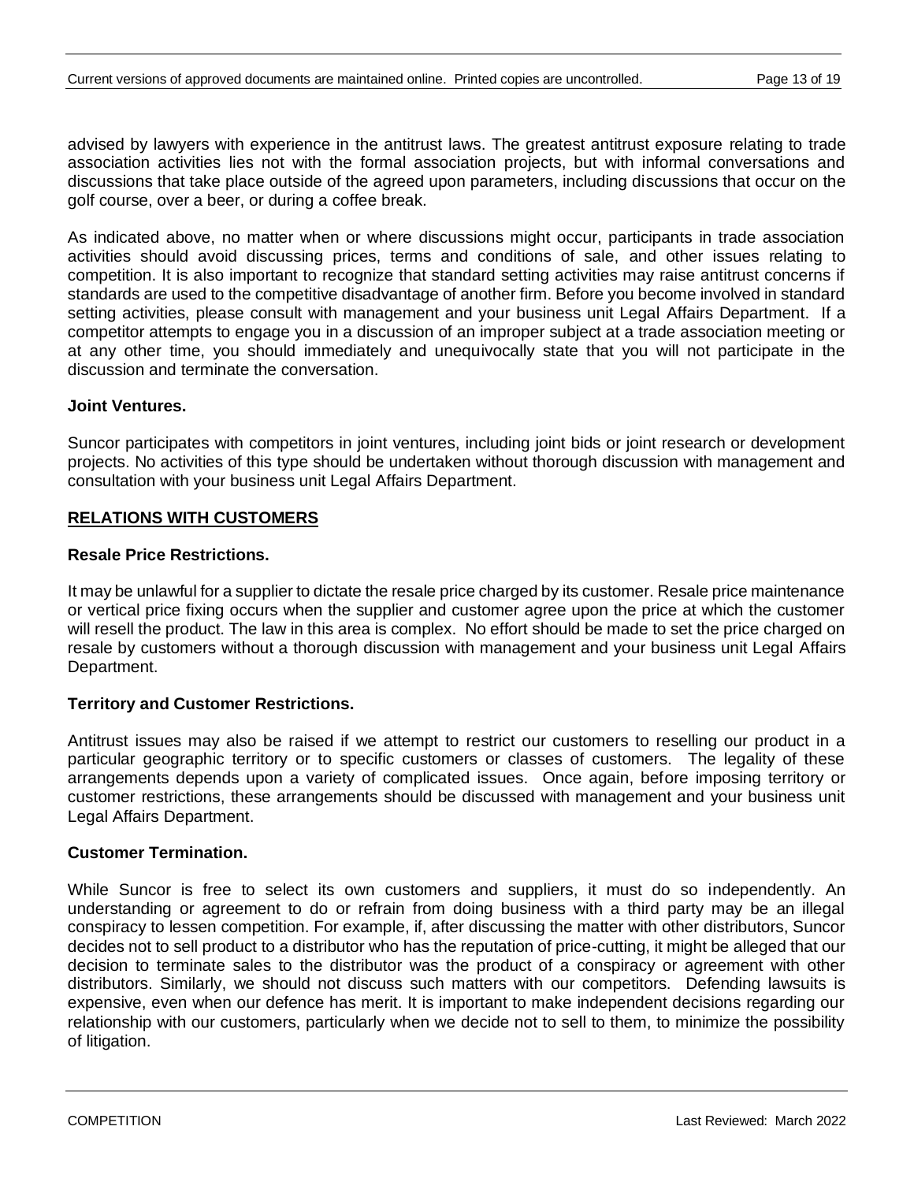advised by lawyers with experience in the antitrust laws. The greatest antitrust exposure relating to trade association activities lies not with the formal association projects, but with informal conversations and discussions that take place outside of the agreed upon parameters, including discussions that occur on the golf course, over a beer, or during a coffee break.

As indicated above, no matter when or where discussions might occur, participants in trade association activities should avoid discussing prices, terms and conditions of sale, and other issues relating to competition. It is also important to recognize that standard setting activities may raise antitrust concerns if standards are used to the competitive disadvantage of another firm. Before you become involved in standard setting activities, please consult with management and your business unit Legal Affairs Department. If a competitor attempts to engage you in a discussion of an improper subject at a trade association meeting or at any other time, you should immediately and unequivocally state that you will not participate in the discussion and terminate the conversation.

**Joint Ventures.**

Suncor participates with competitors in joint ventures, including joint bids or joint research or development projects. No activities of this type should be undertaken without thorough discussion with management and consultation with your business unit Legal Affairs Department.

## RELATIONS WITH CUSTOMERS

**Resale Price Restrictions.**

It may be unlawful for a supplier to dictate the resale price charged by its customer. Resale price maintenance or vertical price fixing occurs when the supplier and customer agree upon the price at which the customer will resell the product. The law in this area is complex. No effort should be made to set the price charged on resale by customers without a thorough discussion with management and your business unit Legal Affairs Department.

**Territory and Customer Restrictions.**

Antitrust issues may also be raised if we attempt to restrict our customers to reselling our product in a particular geographic territory or to specific customers or classes of customers. The legality of these arrangements depends upon a variety of complicated issues. Once again, before imposing territory or customer restrictions, these arrangements should be discussed with management and your business unit Legal Affairs Department.

**Customer Termination.**

While Suncor is free to select its own customers and suppliers, it must do so independently. An understanding or agreement to do or refrain from doing business with a third party may be an illegal conspiracy to lessen competition. For example, if, after discussing the matter with other distributors, Suncor decides not to sell product to a distributor who has the reputation of price-cutting, it might be alleged that our decision to terminate sales to the distributor was the product of a conspiracy or agreement with other distributors. Similarly, we should not discuss such matters with our competitors. Defending lawsuits is expensive, even when our defence has merit. It is important to make independent decisions regarding our relationship with our customers, particularly when we decide not to sell to them, to minimize the possibility of litigation.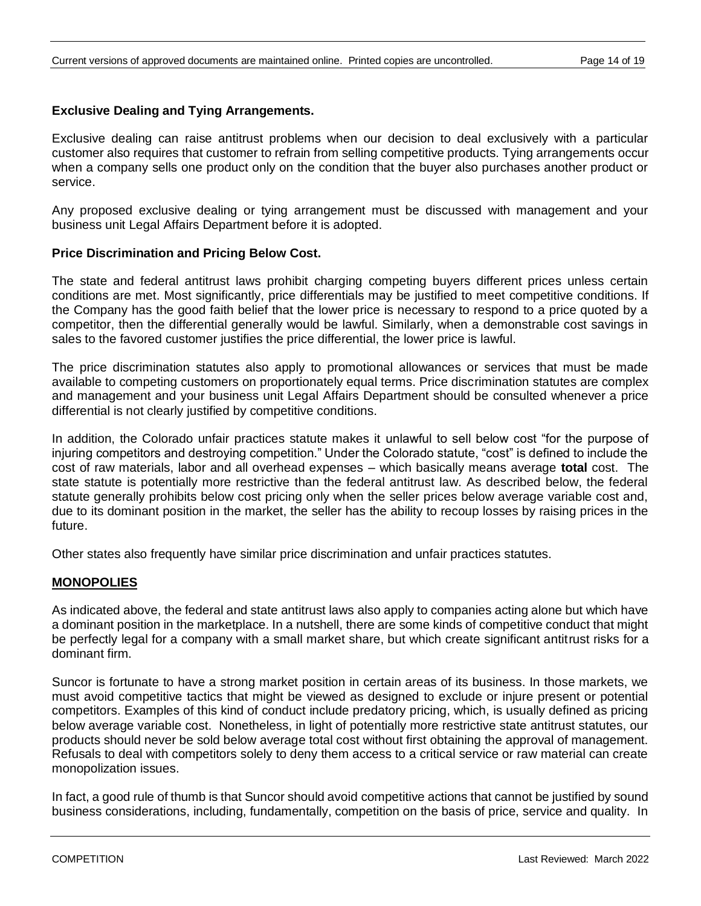**Exclusive Dealing and Tying Arrangements.**

Exclusive dealing can raise antitrust problems when our decision to deal exclusively with a particular customer also requires that customer to refrain from selling competitive products. Tying arrangements occur when a company sells one product only on the condition that the buyer also purchases another product or service.

Any proposed exclusive dealing or tying arrangement must be discussed with management and your business unit Legal Affairs Department before it is adopted.

**Price Discrimination and Pricing Below Cost.**

The state and federal antitrust laws prohibit charging competing buyers different prices unless certain conditions are met. Most significantly, price differentials may be justified to meet competitive conditions. If the Company has the good faith belief that the lower price is necessary to respond to a price quoted by a competitor, then the differential generally would be lawful. Similarly, when a demonstrable cost savings in sales to the favored customer justifies the price differential, the lower price is lawful.

The price discrimination statutes also apply to promotional allowances or services that must be made available to competing customers on proportionately equal terms. Price discrimination statutes are complex and management and your business unit Legal Affairs Department should be consulted whenever a price differential is not clearly justified by competitive conditions.

In addition, the Colorado unfair practices statute makes it unlawful to sell below cost "for the purpose of injuring competitors and destroying competition." Under the Colorado statute, "cost" is defined to include the cost of raw materials, labor and all overhead expenses – which basically means average **total** cost. The state statute is potentially more restrictive than the federal antitrust law. As described below, the federal statute generally prohibits below cost pricing only when the seller prices below average variable cost and, due to its dominant position in the market, the seller has the ability to recoup losses by raising prices in the future.

Other states also frequently have similar price discrimination and unfair practices statutes.

## MONOPOLIES

As indicated above, the federal and state antitrust laws also apply to companies acting alone but which have a dominant position in the marketplace. In a nutshell, there are some kinds of competitive conduct that might be perfectly legal for a company with a small market share, but which create significant antitrust risks for a dominant firm.

Suncor is fortunate to have a strong market position in certain areas of its business. In those markets, we must avoid competitive tactics that might be viewed as designed to exclude or injure present or potential competitors. Examples of this kind of conduct include predatory pricing, which, is usually defined as pricing below average variable cost. Nonetheless, in light of potentially more restrictive state antitrust statutes, our products should never be sold below average total cost without first obtaining the approval of management. Refusals to deal with competitors solely to deny them access to a critical service or raw material can create monopolization issues.

In fact, a good rule of thumb is that Suncor should avoid competitive actions that cannot be justified by sound business considerations, including, fundamentally, competition on the basis of price, service and quality. In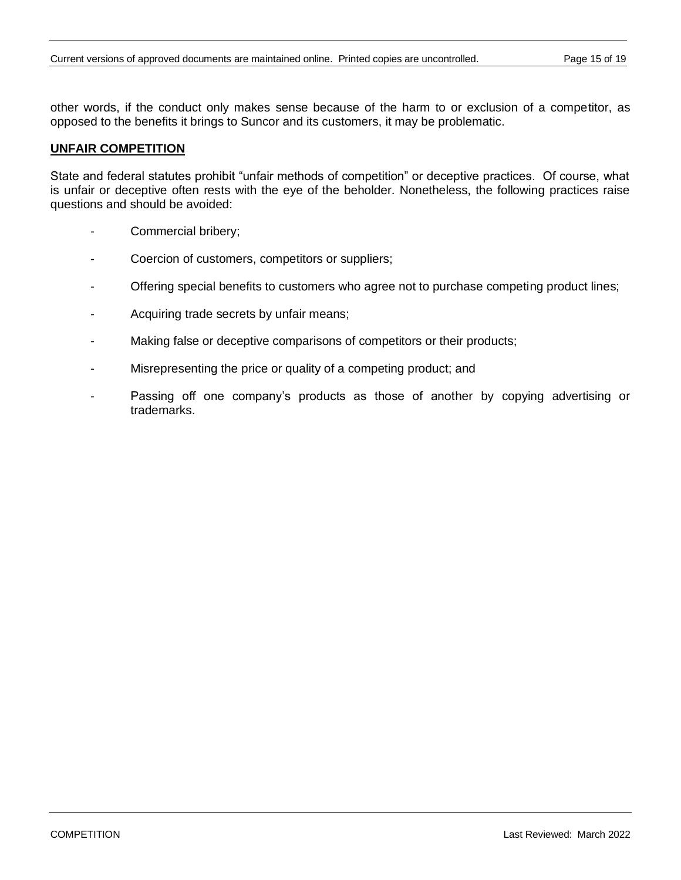other words, if the conduct only makes sense because of the harm to or exclusion of a competitor, as opposed to the benefits it brings to Suncor and its customers, it may be problematic.

## UNFAIR COMPETITION

State and federal statutes prohibit "unfair methods of competition" or deceptive practices. Of course, what is unfair or deceptive often rests with the eye of the beholder. Nonetheless, the following practices raise questions and should be avoided:

- Commercial bribery;
- Coercion of customers, competitors or suppliers;
- Offering special benefits to customers who agree not to purchase competing product lines;
- Acquiring trade secrets by unfair means;
- Making false or deceptive comparisons of competitors or their products;
- Misrepresenting the price or quality of a competing product; and
- Passing off one company's products as those of another by copying advertising or trademarks.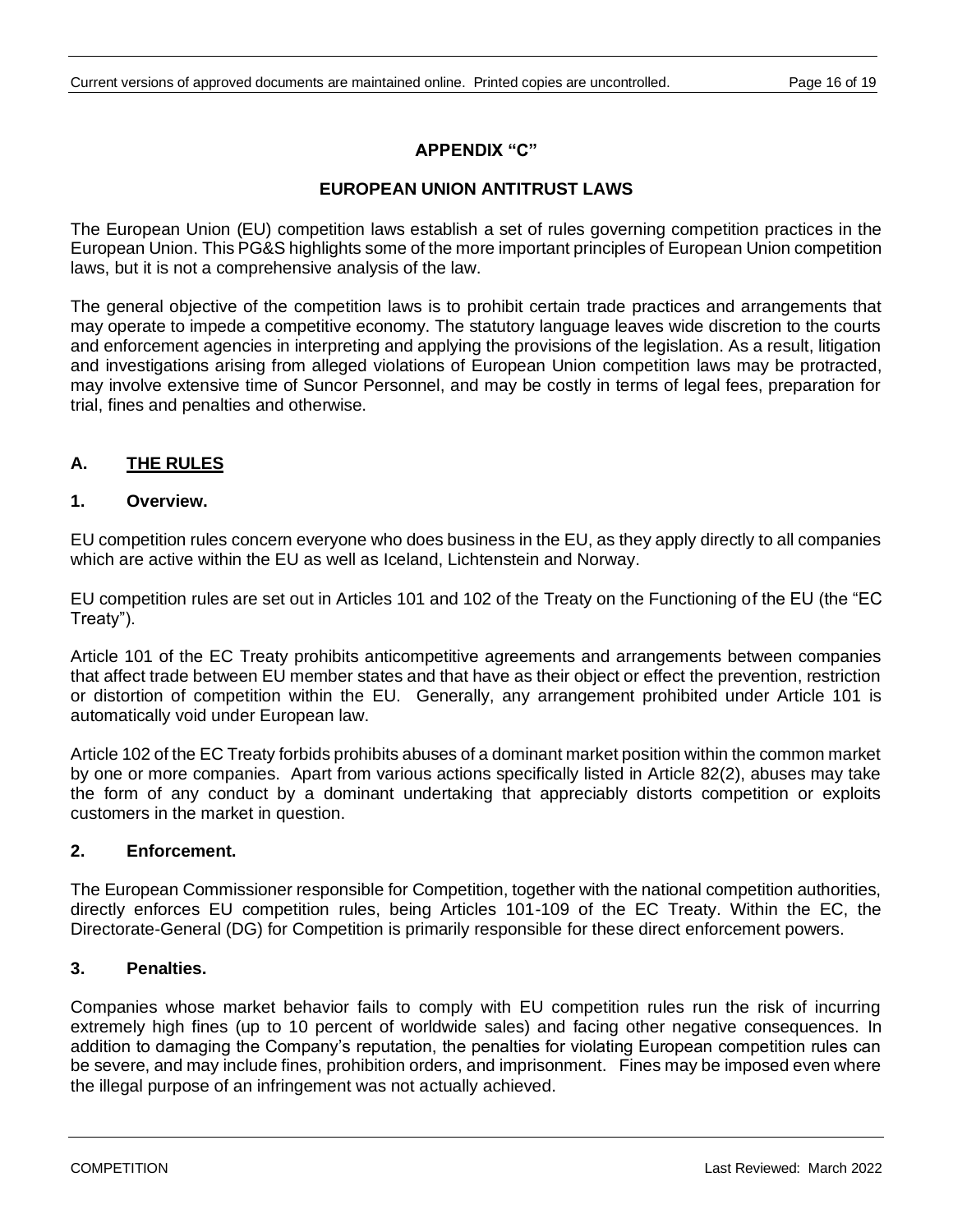## APPENDIX "C"

## EUROPEAN UNION ANTITRUST LAWS

The European Union (EU) competition laws establish a set of rules governing competition practices in the European Union. This PG&S highlights some of the more important principles of European Union competition laws, but it is not a comprehensive analysis of the law.

The general objective of the competition laws is to prohibit certain trade practices and arrangements that may operate to impede a competitive economy. The statutory language leaves wide discretion to the courts and enforcement agencies in interpreting and applying the provisions of the legislation. As a result, litigation and investigations arising from alleged violations of European Union competition laws may be protracted, may involve extensive time of Suncor Personnel, and may be costly in terms of legal fees, preparation for trial, fines and penalties and otherwise.

### A. THE RULES

#### 1. Overview.

EU competition rules concern everyone who does business in the EU, as they apply directly to all companies which are active within the EU as well as Iceland, Lichtenstein and Norway.

EU competition rules are set out in Articles 101 and 102 of the Treaty on the Functioning of the EU (the "EC Treaty").

Article 101 of the EC Treaty prohibits anticompetitive agreements and arrangements between companies that affect trade between EU member states and that have as their object or effect the prevention, restriction or distortion of competition within the EU. Generally, any arrangement prohibited under Article 101 is automatically void under European law.

Article 102 of the EC Treaty forbids prohibits abuses of a dominant market position within the common market by one or more companies. Apart from various actions specifically listed in Article 82(2), abuses may take the form of any conduct by a dominant undertaking that appreciably distorts competition or exploits customers in the market in question.

#### 2. Enforcement.

The European Commissioner responsible for Competition, together with the national competition authorities, directly enforces EU competition rules, being Articles 101-109 of the EC Treaty. Within the EC, the Directorate-General (DG) for Competition is primarily responsible for these direct enforcement powers.

#### 3. Penalties.

Companies whose market behavior fails to comply with EU competition rules run the risk of incurring extremely high fines (up to 10 percent of worldwide sales) and facing other negative consequences. In addition to damaging the Company's reputation, the penalties for violating European competition rules can be severe, and may include fines, prohibition orders, and imprisonment. Fines may be imposed even where the illegal purpose of an infringement was not actually achieved.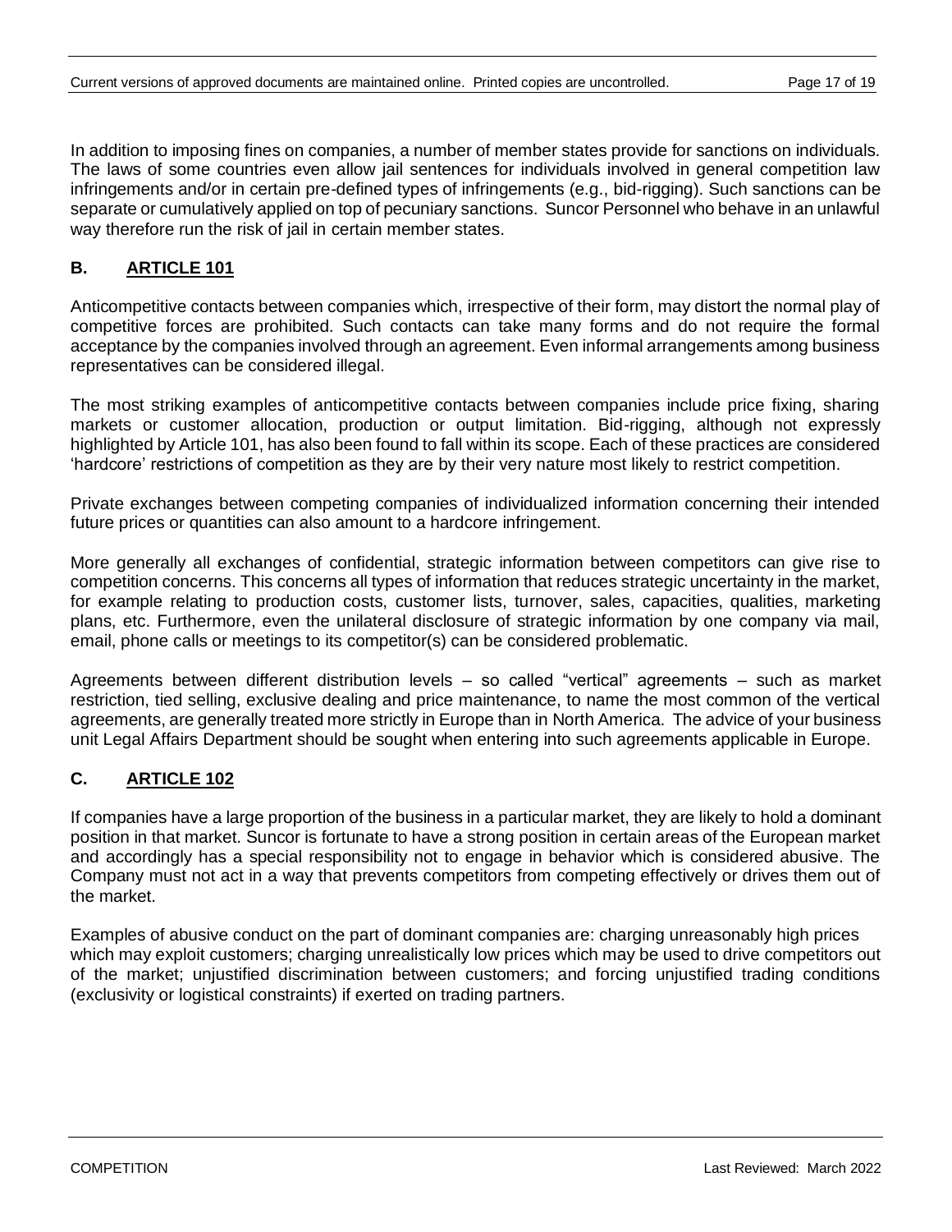In addition to imposing fines on companies, a number of member states provide for sanctions on individuals. The laws of some countries even allow jail sentences for individuals involved in general competition law infringements and/or in certain pre-defined types of infringements (e.g., bid-rigging). Such sanctions can be separate or cumulatively applied on top of pecuniary sanctions. Suncor Personnel who behave in an unlawful way therefore run the risk of jail in certain member states.

## B. ARTICLE 101

Anticompetitive contacts between companies which, irrespective of their form, may distort the normal play of competitive forces are prohibited. Such contacts can take many forms and do not require the formal acceptance by the companies involved through an agreement. Even informal arrangements among business representatives can be considered illegal.

The most striking examples of anticompetitive contacts between companies include price fixing, sharing markets or customer allocation, production or output limitation. Bid-rigging, although not expressly highlighted by Article 101, has also been found to fall within its scope. Each of these practices are considered 'hardcore' restrictions of competition as they are by their very nature most likely to restrict competition.

Private exchanges between competing companies of individualized information concerning their intended future prices or quantities can also amount to a hardcore infringement.

More generally all exchanges of confidential, strategic information between competitors can give rise to competition concerns. This concerns all types of information that reduces strategic uncertainty in the market, for example relating to production costs, customer lists, turnover, sales, capacities, qualities, marketing plans, etc. Furthermore, even the unilateral disclosure of strategic information by one company via mail, email, phone calls or meetings to its competitor(s) can be considered problematic.

Agreements between different distribution levels – so called "vertical" agreements – such as market restriction, tied selling, exclusive dealing and price maintenance, to name the most common of the vertical agreements, are generally treated more strictly in Europe than in North America. The advice of your business unit Legal Affairs Department should be sought when entering into such agreements applicable in Europe.

## C. ARTICLE 102

If companies have a large proportion of the business in a particular market, they are likely to hold a dominant position in that market. Suncor is fortunate to have a strong position in certain areas of the European market and accordingly has a special responsibility not to engage in behavior which is considered abusive. The Company must not act in a way that prevents competitors from competing effectively or drives them out of the market.

Examples of abusive conduct on the part of dominant companies are: charging unreasonably high prices which may exploit customers; charging unrealistically low prices which may be used to drive competitors out of the market; unjustified discrimination between customers; and forcing unjustified trading conditions (exclusivity or logistical constraints) if exerted on trading partners.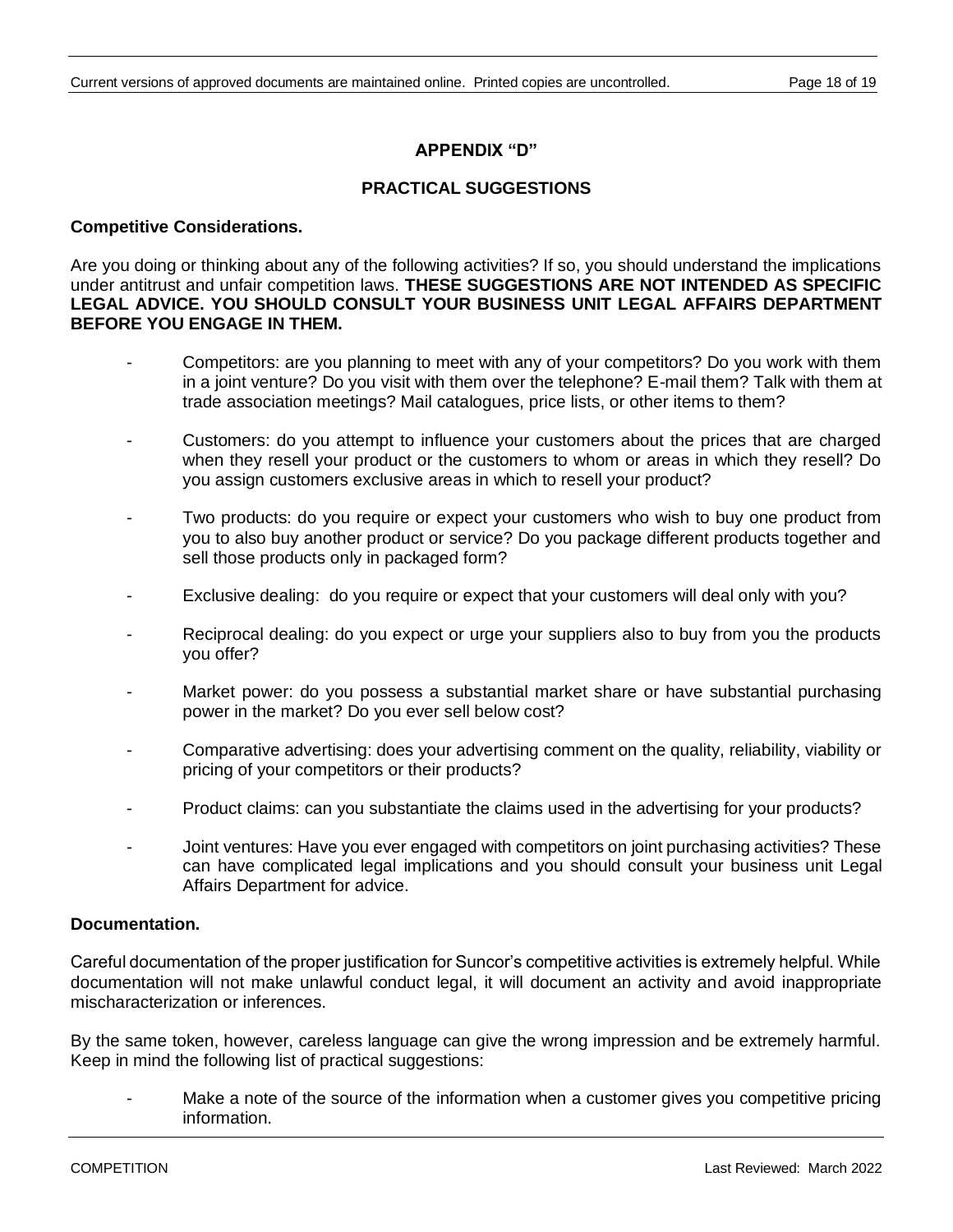# APPENDIX "D"

## PRACTICAL SUGGESTIONS

**Competitive Considerations.**

Are you doing or thinking about any of the following activities? If so, you should understand the implications under antitrust and unfair competition laws. **THESE SUGGESTIONS ARE NOT INTENDED AS SPECIFIC LEGAL ADVICE. YOU SHOULD CONSULT YOUR BUSINESS UNIT LEGAL AFFAIRS DEPARTMENT BEFORE YOU ENGAGE IN THEM.**

- Competitors: are you planning to meet with any of your competitors? Do you work with them in a joint venture? Do you visit with them over the telephone? E-mail them? Talk with them at trade association meetings? Mail catalogues, price lists, or other items to them?
- Customers: do you attempt to influence your customers about the prices that are charged when they resell your product or the customers to whom or areas in which they resell? Do you assign customers exclusive areas in which to resell your product?
- Two products: do you require or expect your customers who wish to buy one product from you to also buy another product or service? Do you package different products together and sell those products only in packaged form?
- Exclusive dealing: do you require or expect that your customers will deal only with you?
- Reciprocal dealing: do you expect or urge your suppliers also to buy from you the products you offer?
- Market power: do you possess a substantial market share or have substantial purchasing power in the market? Do you ever sell below cost?
- Comparative advertising: does your advertising comment on the quality, reliability, viability or pricing of your competitors or their products?
- Product claims: can you substantiate the claims used in the advertising for your products?
- Joint ventures: Have you ever engaged with competitors on joint purchasing activities? These can have complicated legal implications and you should consult your business unit Legal Affairs Department for advice.

**Documentation.**

Careful documentation of the proper justification for Suncor's competitive activities is extremely helpful. While documentation will not make unlawful conduct legal, it will document an activity and avoid inappropriate mischaracterization or inferences.

By the same token, however, careless language can give the wrong impression and be extremely harmful. Keep in mind the following list of practical suggestions:

- Make a note of the source of the information when a customer gives you competitive pricing information.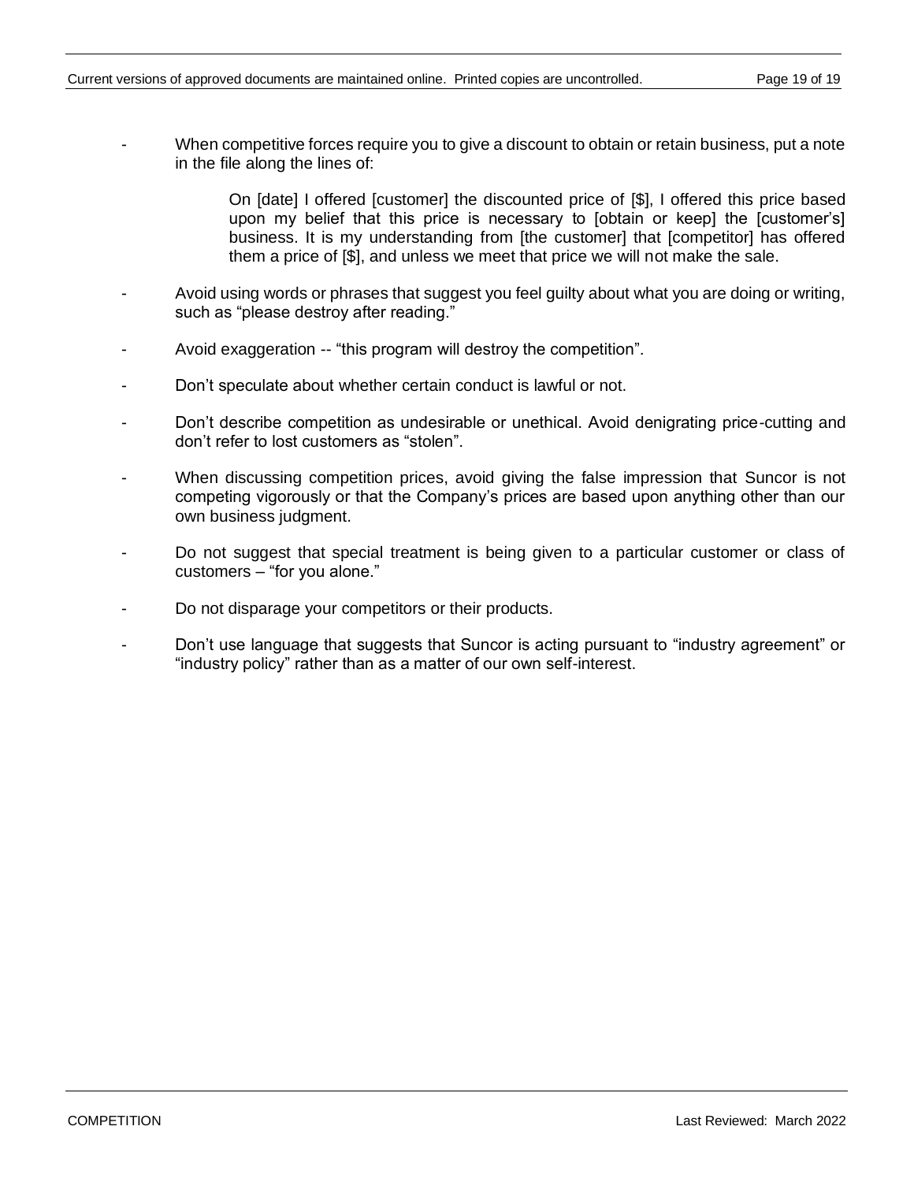- When competitive forces require you to give a discount to obtain or retain business, put a note in the file along the lines of:

  > On [date] I offered [customer] the discounted price of [$], I offered this price based upon my belief that this price is necessary to [obtain or keep] the [customer's] business. It is my understanding from [the customer] that [competitor] has offered them a price of [$], and unless we meet that price we will not make the sale.

- Avoid using words or phrases that suggest you feel guilty about what you are doing or writing, such as "please destroy after reading."
- Avoid exaggeration -- "this program will destroy the competition".
- Don't speculate about whether certain conduct is lawful or not.
- Don't describe competition as undesirable or unethical. Avoid denigrating price-cutting and don't refer to lost customers as "stolen".
- When discussing competition prices, avoid giving the false impression that Suncor is not competing vigorously or that the Company's prices are based upon anything other than our own business judgment.
- Do not suggest that special treatment is being given to a particular customer or class of customers – "for you alone."
- Do not disparage your competitors or their products.
- Don't use language that suggests that Suncor is acting pursuant to "industry agreement" or "industry policy" rather than as a matter of our own self-interest.